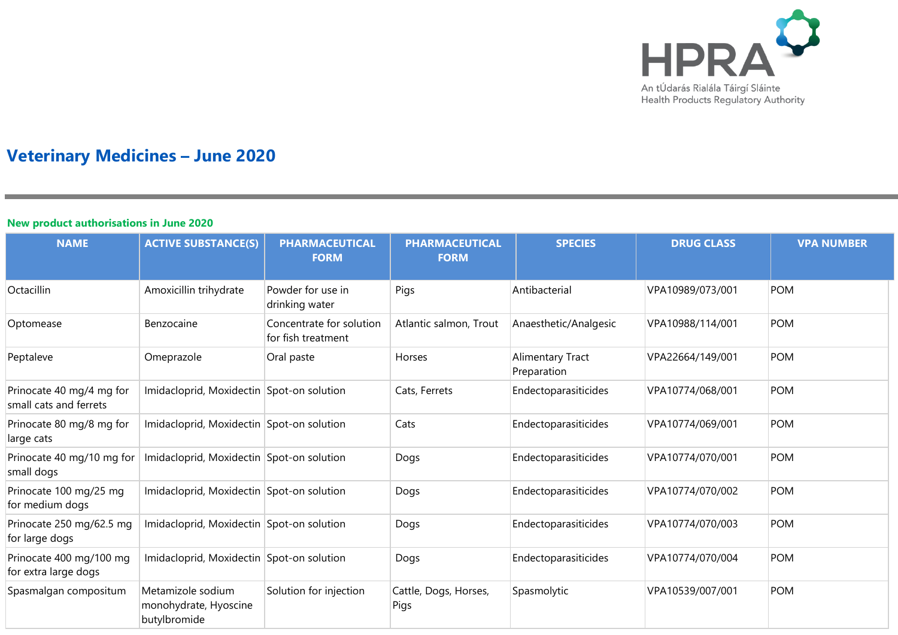# Veterinary Medicines – June 2020

## New product authorisations in June 2020

| NAME | ACTIVE SUBSTANCE(S) | PHARMACEUTICAL FORM | PHARMACEUTICAL FORM | SPECIES | DRUG CLASS | VPA NUMBER |
|---|---|---|---|---|---|---|
| Octacillin | Amoxicillin trihydrate | Powder for use in drinking water | Pigs | Antibacterial | VPA10989/073/001 | POM |
| Optomease | Benzocaine | Concentrate for solution for fish treatment | Atlantic salmon, Trout | Anaesthetic/Analgesic | VPA10988/114/001 | POM |
| Peptaleve | Omeprazole | Oral paste | Horses | Alimentary Tract Preparation | VPA22664/149/001 | POM |
| Prinocate 40 mg/4 mg for small cats and ferrets | Imidacloprid, Moxidectin | Spot-on solution | Cats, Ferrets | Endectoparasiticides | VPA10774/068/001 | POM |
| Prinocate 80 mg/8 mg for large cats | Imidacloprid, Moxidectin | Spot-on solution | Cats | Endectoparasiticides | VPA10774/069/001 | POM |
| Prinocate 40 mg/10 mg for small dogs | Imidacloprid, Moxidectin | Spot-on solution | Dogs | Endectoparasiticides | VPA10774/070/001 | POM |
| Prinocate 100 mg/25 mg for medium dogs | Imidacloprid, Moxidectin | Spot-on solution | Dogs | Endectoparasiticides | VPA10774/070/002 | POM |
| Prinocate 250 mg/62.5 mg for large dogs | Imidacloprid, Moxidectin | Spot-on solution | Dogs | Endectoparasiticides | VPA10774/070/003 | POM |
| Prinocate 400 mg/100 mg for extra large dogs | Imidacloprid, Moxidectin | Spot-on solution | Dogs | Endectoparasiticides | VPA10774/070/004 | POM |
| Spasmalgan compositum | Metamizole sodium monohydrate, Hyoscine butylbromide | Solution for injection | Cattle, Dogs, Horses, Pigs | Spasmolytic | VPA10539/007/001 | POM |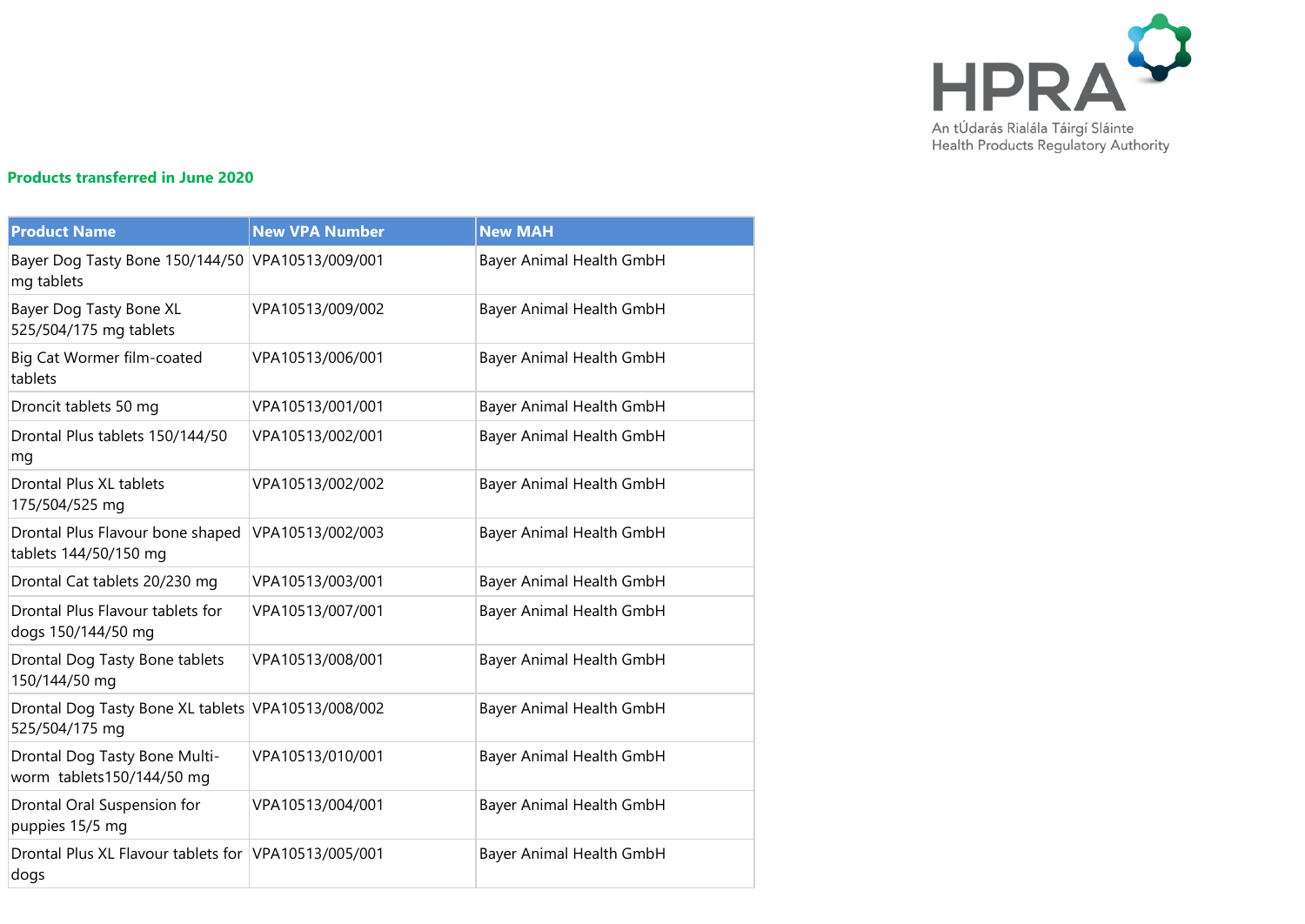## Products transferred in June 2020

| Product Name | New VPA Number | New MAH |
|---|---|---|
| Bayer Dog Tasty Bone 150/144/50 mg tablets | VPA10513/009/001 | Bayer Animal Health GmbH |
| Bayer Dog Tasty Bone XL 525/504/175 mg tablets | VPA10513/009/002 | Bayer Animal Health GmbH |
| Big Cat Wormer film-coated tablets | VPA10513/006/001 | Bayer Animal Health GmbH |
| Droncit tablets 50 mg | VPA10513/001/001 | Bayer Animal Health GmbH |
| Drontal Plus tablets 150/144/50 mg | VPA10513/002/001 | Bayer Animal Health GmbH |
| Drontal Plus XL tablets 175/504/525 mg | VPA10513/002/002 | Bayer Animal Health GmbH |
| Drontal Plus Flavour bone shaped tablets 144/50/150 mg | VPA10513/002/003 | Bayer Animal Health GmbH |
| Drontal Cat tablets 20/230 mg | VPA10513/003/001 | Bayer Animal Health GmbH |
| Drontal Plus Flavour tablets for dogs 150/144/50 mg | VPA10513/007/001 | Bayer Animal Health GmbH |
| Drontal Dog Tasty Bone tablets 150/144/50 mg | VPA10513/008/001 | Bayer Animal Health GmbH |
| Drontal Dog Tasty Bone XL tablets 525/504/175 mg | VPA10513/008/002 | Bayer Animal Health GmbH |
| Drontal Dog Tasty Bone Multi-worm tablets150/144/50 mg | VPA10513/010/001 | Bayer Animal Health GmbH |
| Drontal Oral Suspension for puppies 15/5 mg | VPA10513/004/001 | Bayer Animal Health GmbH |
| Drontal Plus XL Flavour tablets for dogs | VPA10513/005/001 | Bayer Animal Health GmbH |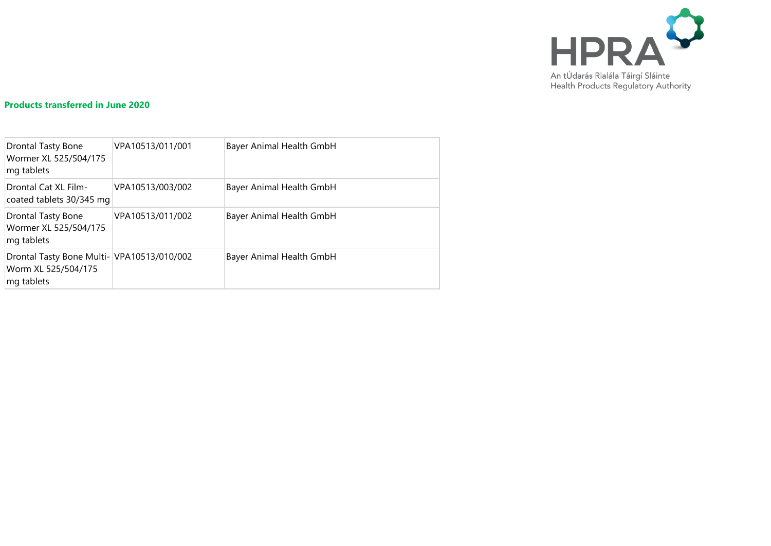## Products transferred in June 2020

| | | |
|---|---|---|
| Drontal Tasty Bone Wormer XL 525/504/175 mg tablets | VPA10513/011/001 | Bayer Animal Health GmbH |
| Drontal Cat XL Film-coated tablets 30/345 mg | VPA10513/003/002 | Bayer Animal Health GmbH |
| Drontal Tasty Bone Wormer XL 525/504/175 mg tablets | VPA10513/011/002 | Bayer Animal Health GmbH |
| Drontal Tasty Bone Multi-Worm XL 525/504/175 mg tablets | VPA10513/010/002 | Bayer Animal Health GmbH |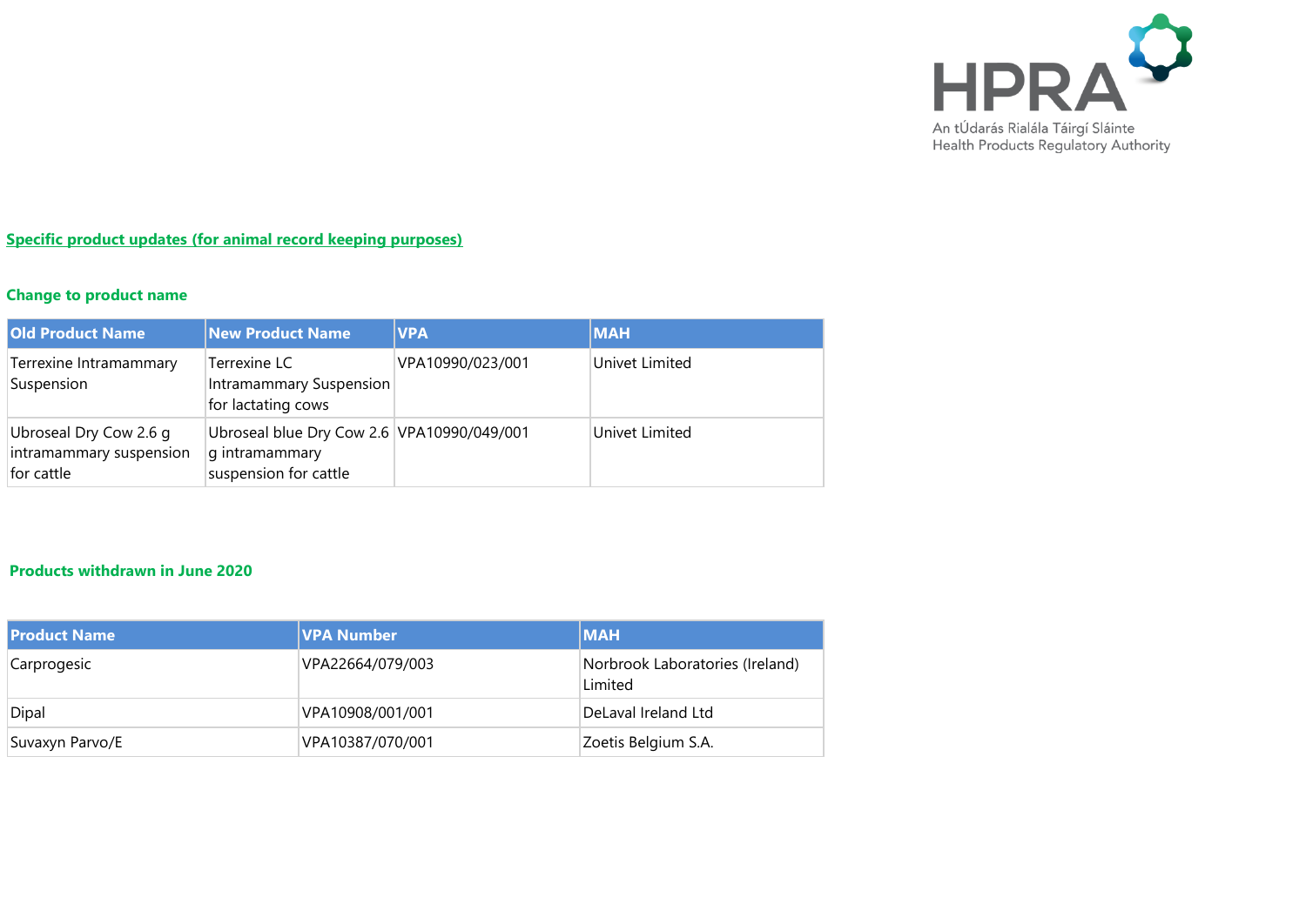## Specific product updates (for animal record keeping purposes)

### Change to product name

| Old Product Name | New Product Name | VPA | MAH |
|---|---|---|---|
| Terrexine Intramammary Suspension | Terrexine LC Intramammary Suspension for lactating cows | VPA10990/023/001 | Univet Limited |
| Ubroseal Dry Cow 2.6 g intramammary suspension for cattle | Ubroseal blue Dry Cow 2.6 g intramammary suspension for cattle | VPA10990/049/001 | Univet Limited |

### Products withdrawn in June 2020

| Product Name | VPA Number | MAH |
|---|---|---|
| Carprogesic | VPA22664/079/003 | Norbrook Laboratories (Ireland) Limited |
| Dipal | VPA10908/001/001 | DeLaval Ireland Ltd |
| Suvaxyn Parvo/E | VPA10387/070/001 | Zoetis Belgium S.A. |